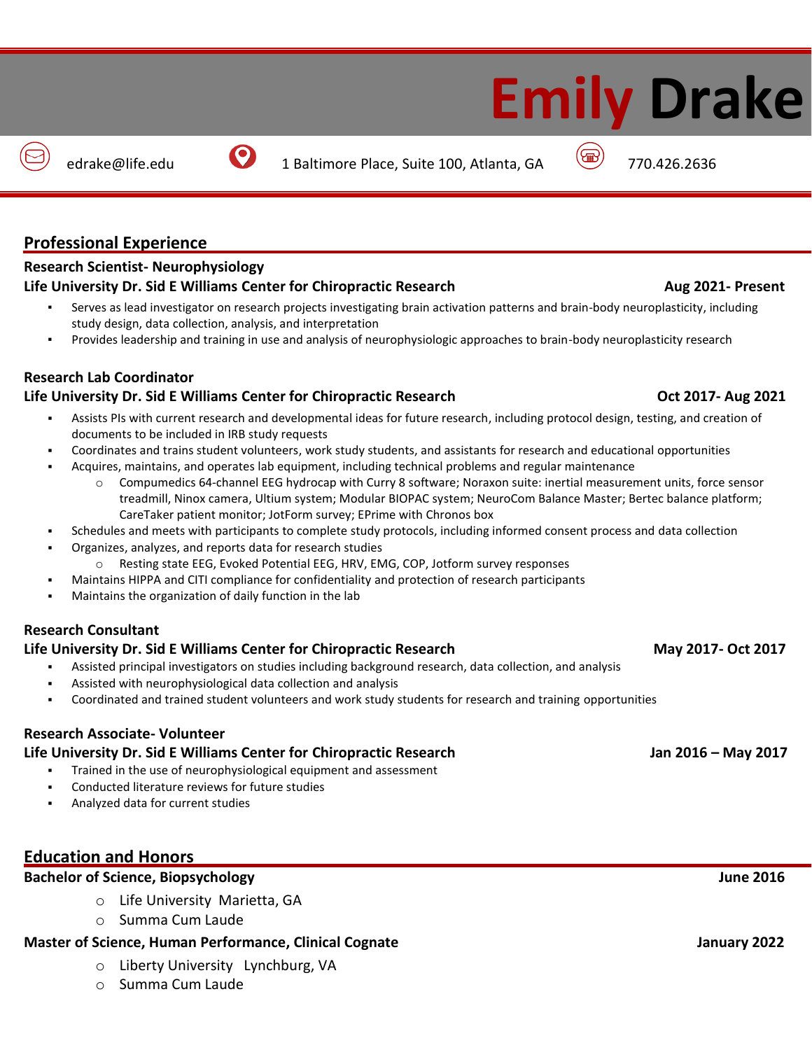# Emily Drake

edrake@life.edu | 1 Baltimore Place, Suite 100, Atlanta, GA | 770.426.2636

## Professional Experience

**Research Scientist- Neurophysiology**
**Life University Dr. Sid E Williams Center for Chiropractic Research** **Aug 2021- Present**

- Serves as lead investigator on research projects investigating brain activation patterns and brain-body neuroplasticity, including study design, data collection, analysis, and interpretation
- Provides leadership and training in use and analysis of neurophysiologic approaches to brain-body neuroplasticity research

**Research Lab Coordinator**
**Life University Dr. Sid E Williams Center for Chiropractic Research** **Oct 2017- Aug 2021**

- Assists PIs with current research and developmental ideas for future research, including protocol design, testing, and creation of documents to be included in IRB study requests
- Coordinates and trains student volunteers, work study students, and assistants for research and educational opportunities
- Acquires, maintains, and operates lab equipment, including technical problems and regular maintenance
  - Compumedics 64-channel EEG hydrocap with Curry 8 software; Noraxon suite: inertial measurement units, force sensor treadmill, Ninox camera, Ultium system; Modular BIOPAC system; NeuroCom Balance Master; Bertec balance platform; CareTaker patient monitor; JotForm survey; EPrime with Chronos box
- Schedules and meets with participants to complete study protocols, including informed consent process and data collection
- Organizes, analyzes, and reports data for research studies
  - Resting state EEG, Evoked Potential EEG, HRV, EMG, COP, Jotform survey responses
- Maintains HIPPA and CITI compliance for confidentiality and protection of research participants
- Maintains the organization of daily function in the lab

**Research Consultant**
**Life University Dr. Sid E Williams Center for Chiropractic Research** **May 2017- Oct 2017**

- Assisted principal investigators on studies including background research, data collection, and analysis
- Assisted with neurophysiological data collection and analysis
- Coordinated and trained student volunteers and work study students for research and training opportunities

**Research Associate- Volunteer**
**Life University Dr. Sid E Williams Center for Chiropractic Research** **Jan 2016 – May 2017**

- Trained in the use of neurophysiological equipment and assessment
- Conducted literature reviews for future studies
- Analyzed data for current studies

## Education and Honors

**Bachelor of Science, Biopsychology** **June 2016**

- Life University Marietta, GA
- Summa Cum Laude

**Master of Science, Human Performance, Clinical Cognate** **January 2022**

- Liberty University Lynchburg, VA
- Summa Cum Laude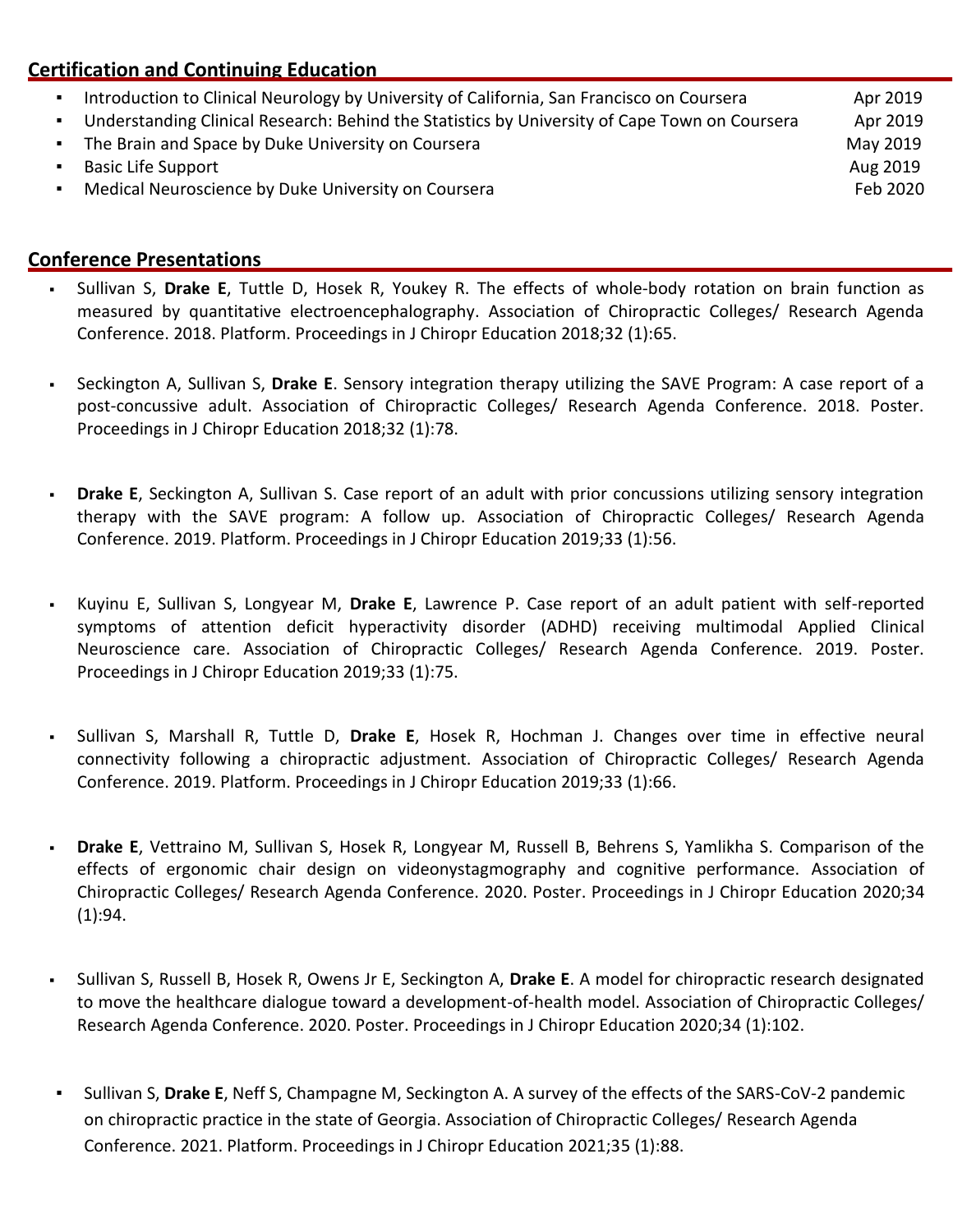## Certification and Continuing Education

- Introduction to Clinical Neurology by University of California, San Francisco on Coursera — Apr 2019
- Understanding Clinical Research: Behind the Statistics by University of Cape Town on Coursera — Apr 2019
- The Brain and Space by Duke University on Coursera — May 2019
- Basic Life Support — Aug 2019
- Medical Neuroscience by Duke University on Coursera — Feb 2020

## Conference Presentations

- Sullivan S, **Drake E**, Tuttle D, Hosek R, Youkey R. The effects of whole-body rotation on brain function as measured by quantitative electroencephalography. Association of Chiropractic Colleges/ Research Agenda Conference. 2018. Platform. Proceedings in J Chiropr Education 2018;32 (1):65.

- Seckington A, Sullivan S, **Drake E**. Sensory integration therapy utilizing the SAVE Program: A case report of a post-concussive adult. Association of Chiropractic Colleges/ Research Agenda Conference. 2018. Poster. Proceedings in J Chiropr Education 2018;32 (1):78.

- **Drake E**, Seckington A, Sullivan S. Case report of an adult with prior concussions utilizing sensory integration therapy with the SAVE program: A follow up. Association of Chiropractic Colleges/ Research Agenda Conference. 2019. Platform. Proceedings in J Chiropr Education 2019;33 (1):56.

- Kuyinu E, Sullivan S, Longyear M, **Drake E**, Lawrence P. Case report of an adult patient with self-reported symptoms of attention deficit hyperactivity disorder (ADHD) receiving multimodal Applied Clinical Neuroscience care. Association of Chiropractic Colleges/ Research Agenda Conference. 2019. Poster. Proceedings in J Chiropr Education 2019;33 (1):75.

- Sullivan S, Marshall R, Tuttle D, **Drake E**, Hosek R, Hochman J. Changes over time in effective neural connectivity following a chiropractic adjustment. Association of Chiropractic Colleges/ Research Agenda Conference. 2019. Platform. Proceedings in J Chiropr Education 2019;33 (1):66.

- **Drake E**, Vettraino M, Sullivan S, Hosek R, Longyear M, Russell B, Behrens S, Yamlikha S. Comparison of the effects of ergonomic chair design on videonystagmography and cognitive performance. Association of Chiropractic Colleges/ Research Agenda Conference. 2020. Poster. Proceedings in J Chiropr Education 2020;34 (1):94.

- Sullivan S, Russell B, Hosek R, Owens Jr E, Seckington A, **Drake E**. A model for chiropractic research designated to move the healthcare dialogue toward a development-of-health model. Association of Chiropractic Colleges/ Research Agenda Conference. 2020. Poster. Proceedings in J Chiropr Education 2020;34 (1):102.

- Sullivan S, **Drake E**, Neff S, Champagne M, Seckington A. A survey of the effects of the SARS-CoV-2 pandemic on chiropractic practice in the state of Georgia. Association of Chiropractic Colleges/ Research Agenda Conference. 2021. Platform. Proceedings in J Chiropr Education 2021;35 (1):88.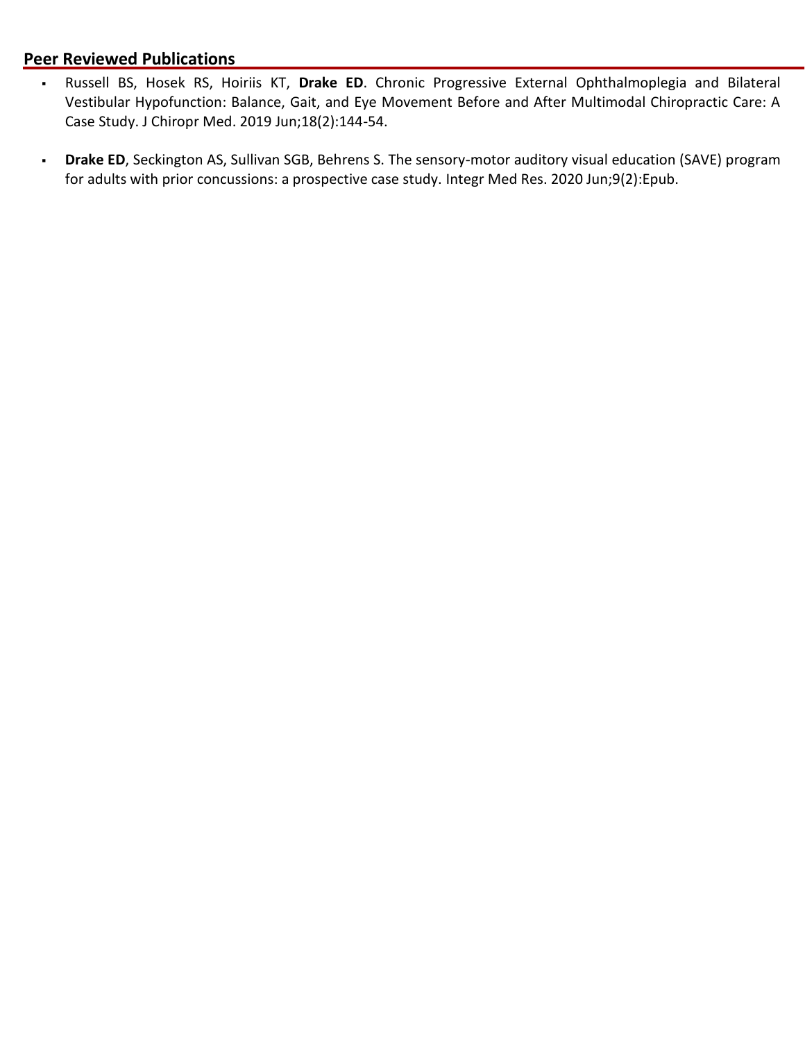## Peer Reviewed Publications

- Russell BS, Hosek RS, Hoiriis KT, **Drake ED**. Chronic Progressive External Ophthalmoplegia and Bilateral Vestibular Hypofunction: Balance, Gait, and Eye Movement Before and After Multimodal Chiropractic Care: A Case Study. J Chiropr Med. 2019 Jun;18(2):144-54.

- **Drake ED**, Seckington AS, Sullivan SGB, Behrens S. The sensory-motor auditory visual education (SAVE) program for adults with prior concussions: a prospective case study. Integr Med Res. 2020 Jun;9(2):Epub.